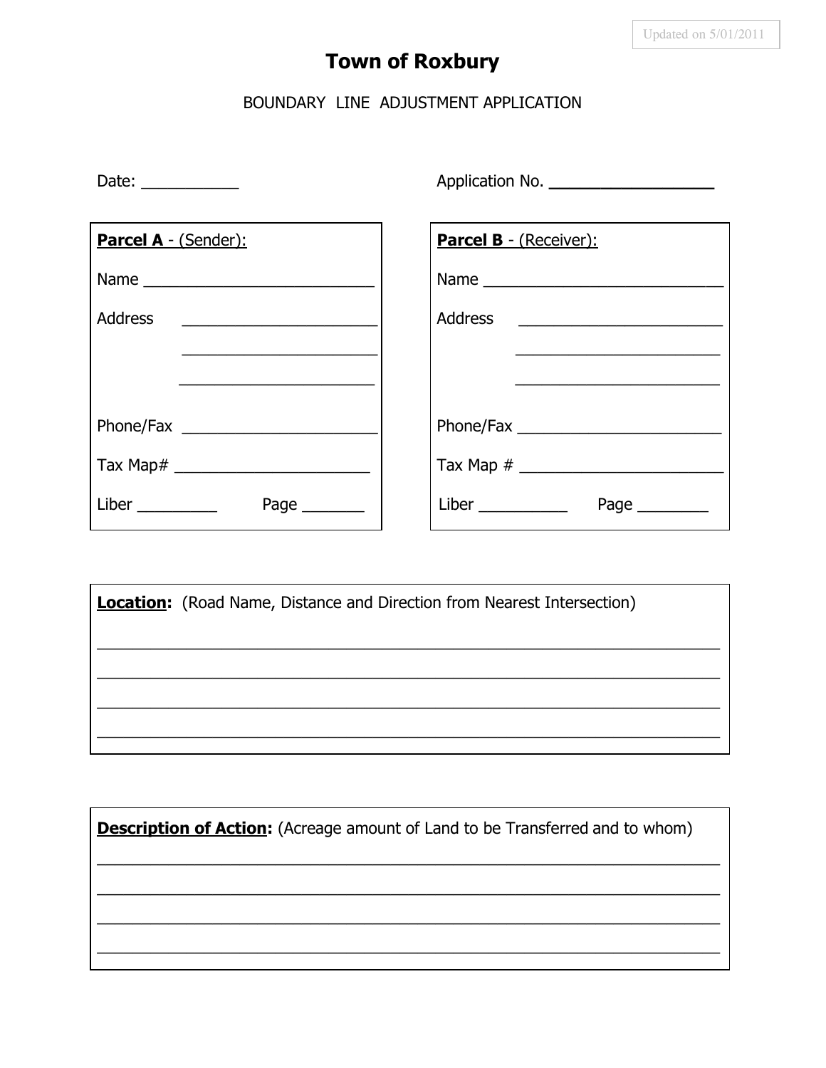Updated on 5/01/2011

# Town of Roxbury

## BOUNDARY LINE ADJUSTMENT APPLICATION

Date: ___________ Application No. _________________

**Parcel A** - (Sender):

Name ___________________________

Address ______________________
______________________
______________________

Phone/Fax ______________________

Tax Map# ______________________

Liber _________ Page _______

**Parcel B** - (Receiver):

Name ____________________________

Address ________________________
________________________
________________________

Phone/Fax ________________________

Tax Map # ________________________

Liber __________ Page ________

**Location:** (Road Name, Distance and Direction from Nearest Intersection)

______________________________________________________________________
______________________________________________________________________
______________________________________________________________________
______________________________________________________________________

**Description of Action:** (Acreage amount of Land to be Transferred and to whom)

______________________________________________________________________
______________________________________________________________________
______________________________________________________________________
______________________________________________________________________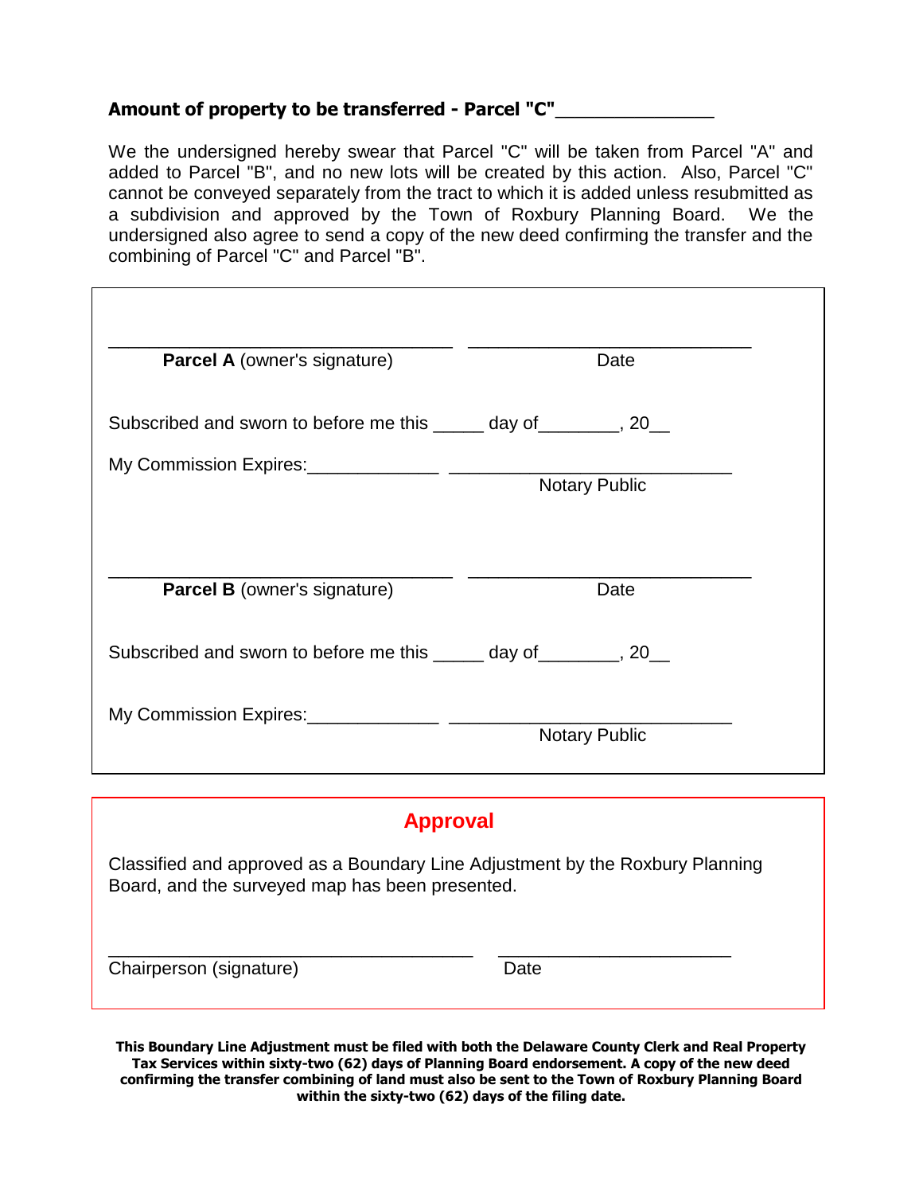**Amount of property to be transferred - Parcel "C"**_______________

We the undersigned hereby swear that Parcel "C" will be taken from Parcel "A" and added to Parcel "B", and no new lots will be created by this action. Also, Parcel "C" cannot be conveyed separately from the tract to which it is added unless resubmitted as a subdivision and approved by the Town of Roxbury Planning Board. We the undersigned also agree to send a copy of the new deed confirming the transfer and the combining of Parcel "C" and Parcel "B".

_________________________________ _____________________________
**Parcel A** (owner's signature) Date

Subscribed and sworn to before me this _____ day of________, 20__

My Commission Expires:_____________ ____________________________
Notary Public

_________________________________ _____________________________
**Parcel B** (owner's signature) Date

Subscribed and sworn to before me this _____ day of________, 20__

My Commission Expires:_____________ ____________________________
Notary Public

## Approval

Classified and approved as a Boundary Line Adjustment by the Roxbury Planning Board, and the surveyed map has been presented.

____________________________________ _______________________
Chairperson (signature) Date

**This Boundary Line Adjustment must be filed with both the Delaware County Clerk and Real Property Tax Services within sixty-two (62) days of Planning Board endorsement. A copy of the new deed confirming the transfer combining of land must also be sent to the Town of Roxbury Planning Board within the sixty-two (62) days of the filing date.**